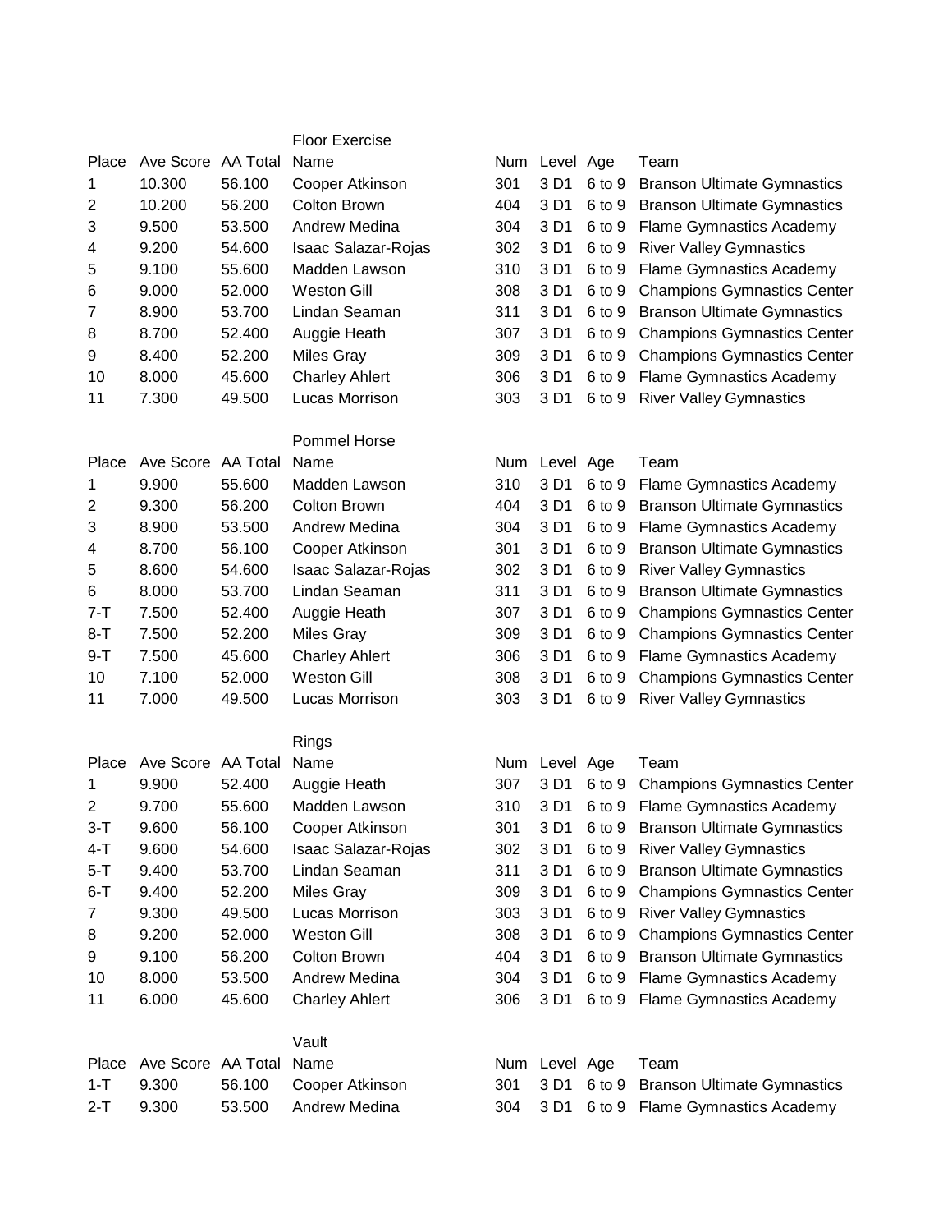## Floor Exercise

| Place | Ave Score | AA Total | Name | Num | Level | Age | Team |
|---|---|---|---|---|---|---|---|
| 1 | 10.300 | 56.100 | Cooper Atkinson | 301 | 3 D1 | 6 to 9 | Branson Ultimate Gymnastics |
| 2 | 10.200 | 56.200 | Colton Brown | 404 | 3 D1 | 6 to 9 | Branson Ultimate Gymnastics |
| 3 | 9.500 | 53.500 | Andrew Medina | 304 | 3 D1 | 6 to 9 | Flame Gymnastics Academy |
| 4 | 9.200 | 54.600 | Isaac Salazar-Rojas | 302 | 3 D1 | 6 to 9 | River Valley Gymnastics |
| 5 | 9.100 | 55.600 | Madden Lawson | 310 | 3 D1 | 6 to 9 | Flame Gymnastics Academy |
| 6 | 9.000 | 52.000 | Weston Gill | 308 | 3 D1 | 6 to 9 | Champions Gymnastics Center |
| 7 | 8.900 | 53.700 | Lindan Seaman | 311 | 3 D1 | 6 to 9 | Branson Ultimate Gymnastics |
| 8 | 8.700 | 52.400 | Auggie Heath | 307 | 3 D1 | 6 to 9 | Champions Gymnastics Center |
| 9 | 8.400 | 52.200 | Miles Gray | 309 | 3 D1 | 6 to 9 | Champions Gymnastics Center |
| 10 | 8.000 | 45.600 | Charley Ahlert | 306 | 3 D1 | 6 to 9 | Flame Gymnastics Academy |
| 11 | 7.300 | 49.500 | Lucas Morrison | 303 | 3 D1 | 6 to 9 | River Valley Gymnastics |

## Pommel Horse

| Place | Ave Score | AA Total | Name | Num | Level | Age | Team |
|---|---|---|---|---|---|---|---|
| 1 | 9.900 | 55.600 | Madden Lawson | 310 | 3 D1 | 6 to 9 | Flame Gymnastics Academy |
| 2 | 9.300 | 56.200 | Colton Brown | 404 | 3 D1 | 6 to 9 | Branson Ultimate Gymnastics |
| 3 | 8.900 | 53.500 | Andrew Medina | 304 | 3 D1 | 6 to 9 | Flame Gymnastics Academy |
| 4 | 8.700 | 56.100 | Cooper Atkinson | 301 | 3 D1 | 6 to 9 | Branson Ultimate Gymnastics |
| 5 | 8.600 | 54.600 | Isaac Salazar-Rojas | 302 | 3 D1 | 6 to 9 | River Valley Gymnastics |
| 6 | 8.000 | 53.700 | Lindan Seaman | 311 | 3 D1 | 6 to 9 | Branson Ultimate Gymnastics |
| 7-T | 7.500 | 52.400 | Auggie Heath | 307 | 3 D1 | 6 to 9 | Champions Gymnastics Center |
| 8-T | 7.500 | 52.200 | Miles Gray | 309 | 3 D1 | 6 to 9 | Champions Gymnastics Center |
| 9-T | 7.500 | 45.600 | Charley Ahlert | 306 | 3 D1 | 6 to 9 | Flame Gymnastics Academy |
| 10 | 7.100 | 52.000 | Weston Gill | 308 | 3 D1 | 6 to 9 | Champions Gymnastics Center |
| 11 | 7.000 | 49.500 | Lucas Morrison | 303 | 3 D1 | 6 to 9 | River Valley Gymnastics |

## Rings

| Place | Ave Score | AA Total | Name | Num | Level | Age | Team |
|---|---|---|---|---|---|---|---|
| 1 | 9.900 | 52.400 | Auggie Heath | 307 | 3 D1 | 6 to 9 | Champions Gymnastics Center |
| 2 | 9.700 | 55.600 | Madden Lawson | 310 | 3 D1 | 6 to 9 | Flame Gymnastics Academy |
| 3-T | 9.600 | 56.100 | Cooper Atkinson | 301 | 3 D1 | 6 to 9 | Branson Ultimate Gymnastics |
| 4-T | 9.600 | 54.600 | Isaac Salazar-Rojas | 302 | 3 D1 | 6 to 9 | River Valley Gymnastics |
| 5-T | 9.400 | 53.700 | Lindan Seaman | 311 | 3 D1 | 6 to 9 | Branson Ultimate Gymnastics |
| 6-T | 9.400 | 52.200 | Miles Gray | 309 | 3 D1 | 6 to 9 | Champions Gymnastics Center |
| 7 | 9.300 | 49.500 | Lucas Morrison | 303 | 3 D1 | 6 to 9 | River Valley Gymnastics |
| 8 | 9.200 | 52.000 | Weston Gill | 308 | 3 D1 | 6 to 9 | Champions Gymnastics Center |
| 9 | 9.100 | 56.200 | Colton Brown | 404 | 3 D1 | 6 to 9 | Branson Ultimate Gymnastics |
| 10 | 8.000 | 53.500 | Andrew Medina | 304 | 3 D1 | 6 to 9 | Flame Gymnastics Academy |
| 11 | 6.000 | 45.600 | Charley Ahlert | 306 | 3 D1 | 6 to 9 | Flame Gymnastics Academy |

## Vault

| Place | Ave Score | AA Total | Name | Num | Level | Age | Team |
|---|---|---|---|---|---|---|---|
| 1-T | 9.300 | 56.100 | Cooper Atkinson | 301 | 3 D1 | 6 to 9 | Branson Ultimate Gymnastics |
| 2-T | 9.300 | 53.500 | Andrew Medina | 304 | 3 D1 | 6 to 9 | Flame Gymnastics Academy |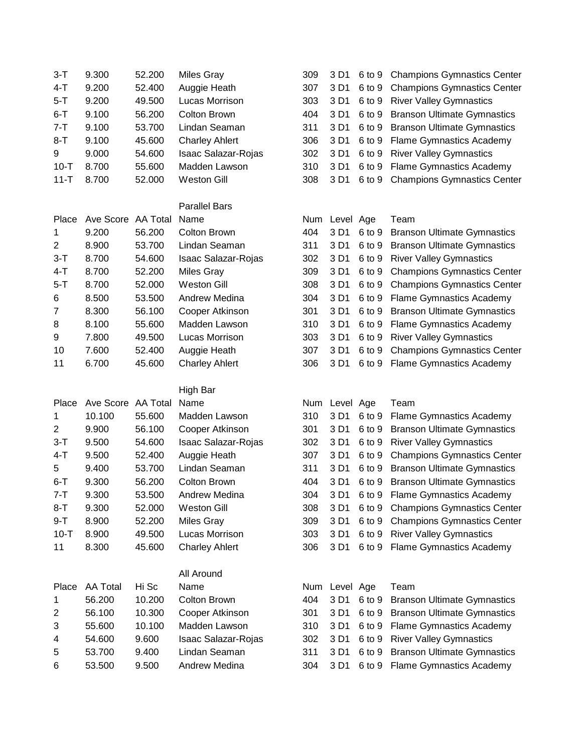| | | | | | | | |
|---|---|---|---|---|---|---|---|
| 3-T | 9.300 | 52.200 | Miles Gray | 309 | 3 D1 | 6 to 9 | Champions Gymnastics Center |
| 4-T | 9.200 | 52.400 | Auggie Heath | 307 | 3 D1 | 6 to 9 | Champions Gymnastics Center |
| 5-T | 9.200 | 49.500 | Lucas Morrison | 303 | 3 D1 | 6 to 9 | River Valley Gymnastics |
| 6-T | 9.100 | 56.200 | Colton Brown | 404 | 3 D1 | 6 to 9 | Branson Ultimate Gymnastics |
| 7-T | 9.100 | 53.700 | Lindan Seaman | 311 | 3 D1 | 6 to 9 | Branson Ultimate Gymnastics |
| 8-T | 9.100 | 45.600 | Charley Ahlert | 306 | 3 D1 | 6 to 9 | Flame Gymnastics Academy |
| 9 | 9.000 | 54.600 | Isaac Salazar-Rojas | 302 | 3 D1 | 6 to 9 | River Valley Gymnastics |
| 10-T | 8.700 | 55.600 | Madden Lawson | 310 | 3 D1 | 6 to 9 | Flame Gymnastics Academy |
| 11-T | 8.700 | 52.000 | Weston Gill | 308 | 3 D1 | 6 to 9 | Champions Gymnastics Center |

Parallel Bars

| Place | Ave Score | AA Total | Name | Num | Level | Age | Team |
|---|---|---|---|---|---|---|---|
| 1 | 9.200 | 56.200 | Colton Brown | 404 | 3 D1 | 6 to 9 | Branson Ultimate Gymnastics |
| 2 | 8.900 | 53.700 | Lindan Seaman | 311 | 3 D1 | 6 to 9 | Branson Ultimate Gymnastics |
| 3-T | 8.700 | 54.600 | Isaac Salazar-Rojas | 302 | 3 D1 | 6 to 9 | River Valley Gymnastics |
| 4-T | 8.700 | 52.200 | Miles Gray | 309 | 3 D1 | 6 to 9 | Champions Gymnastics Center |
| 5-T | 8.700 | 52.000 | Weston Gill | 308 | 3 D1 | 6 to 9 | Champions Gymnastics Center |
| 6 | 8.500 | 53.500 | Andrew Medina | 304 | 3 D1 | 6 to 9 | Flame Gymnastics Academy |
| 7 | 8.300 | 56.100 | Cooper Atkinson | 301 | 3 D1 | 6 to 9 | Branson Ultimate Gymnastics |
| 8 | 8.100 | 55.600 | Madden Lawson | 310 | 3 D1 | 6 to 9 | Flame Gymnastics Academy |
| 9 | 7.800 | 49.500 | Lucas Morrison | 303 | 3 D1 | 6 to 9 | River Valley Gymnastics |
| 10 | 7.600 | 52.400 | Auggie Heath | 307 | 3 D1 | 6 to 9 | Champions Gymnastics Center |
| 11 | 6.700 | 45.600 | Charley Ahlert | 306 | 3 D1 | 6 to 9 | Flame Gymnastics Academy |

High Bar

| Place | Ave Score | AA Total | Name | Num | Level | Age | Team |
|---|---|---|---|---|---|---|---|
| 1 | 10.100 | 55.600 | Madden Lawson | 310 | 3 D1 | 6 to 9 | Flame Gymnastics Academy |
| 2 | 9.900 | 56.100 | Cooper Atkinson | 301 | 3 D1 | 6 to 9 | Branson Ultimate Gymnastics |
| 3-T | 9.500 | 54.600 | Isaac Salazar-Rojas | 302 | 3 D1 | 6 to 9 | River Valley Gymnastics |
| 4-T | 9.500 | 52.400 | Auggie Heath | 307 | 3 D1 | 6 to 9 | Champions Gymnastics Center |
| 5 | 9.400 | 53.700 | Lindan Seaman | 311 | 3 D1 | 6 to 9 | Branson Ultimate Gymnastics |
| 6-T | 9.300 | 56.200 | Colton Brown | 404 | 3 D1 | 6 to 9 | Branson Ultimate Gymnastics |
| 7-T | 9.300 | 53.500 | Andrew Medina | 304 | 3 D1 | 6 to 9 | Flame Gymnastics Academy |
| 8-T | 9.300 | 52.000 | Weston Gill | 308 | 3 D1 | 6 to 9 | Champions Gymnastics Center |
| 9-T | 8.900 | 52.200 | Miles Gray | 309 | 3 D1 | 6 to 9 | Champions Gymnastics Center |
| 10-T | 8.900 | 49.500 | Lucas Morrison | 303 | 3 D1 | 6 to 9 | River Valley Gymnastics |
| 11 | 8.300 | 45.600 | Charley Ahlert | 306 | 3 D1 | 6 to 9 | Flame Gymnastics Academy |

All Around

| Place | AA Total | Hi Sc | Name | Num | Level | Age | Team |
|---|---|---|---|---|---|---|---|
| 1 | 56.200 | 10.200 | Colton Brown | 404 | 3 D1 | 6 to 9 | Branson Ultimate Gymnastics |
| 2 | 56.100 | 10.300 | Cooper Atkinson | 301 | 3 D1 | 6 to 9 | Branson Ultimate Gymnastics |
| 3 | 55.600 | 10.100 | Madden Lawson | 310 | 3 D1 | 6 to 9 | Flame Gymnastics Academy |
| 4 | 54.600 | 9.600 | Isaac Salazar-Rojas | 302 | 3 D1 | 6 to 9 | River Valley Gymnastics |
| 5 | 53.700 | 9.400 | Lindan Seaman | 311 | 3 D1 | 6 to 9 | Branson Ultimate Gymnastics |
| 6 | 53.500 | 9.500 | Andrew Medina | 304 | 3 D1 | 6 to 9 | Flame Gymnastics Academy |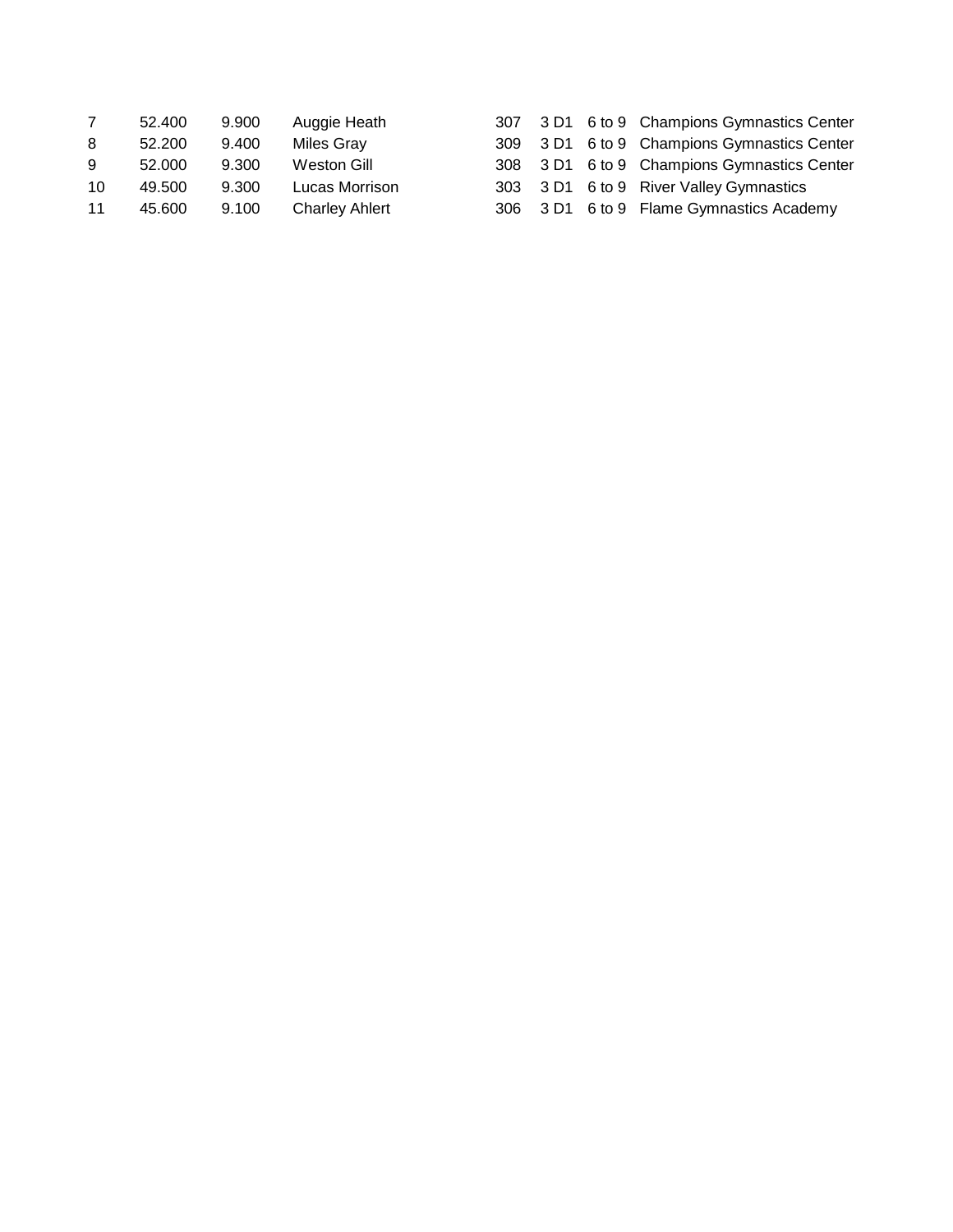| | | | | | | | |
|---|---|---|---|---|---|---|---|
| 7 | 52.400 | 9.900 | Auggie Heath | 307 | 3 D1 | 6 to 9 | Champions Gymnastics Center |
| 8 | 52.200 | 9.400 | Miles Gray | 309 | 3 D1 | 6 to 9 | Champions Gymnastics Center |
| 9 | 52.000 | 9.300 | Weston Gill | 308 | 3 D1 | 6 to 9 | Champions Gymnastics Center |
| 10 | 49.500 | 9.300 | Lucas Morrison | 303 | 3 D1 | 6 to 9 | River Valley Gymnastics |
| 11 | 45.600 | 9.100 | Charley Ahlert | 306 | 3 D1 | 6 to 9 | Flame Gymnastics Academy |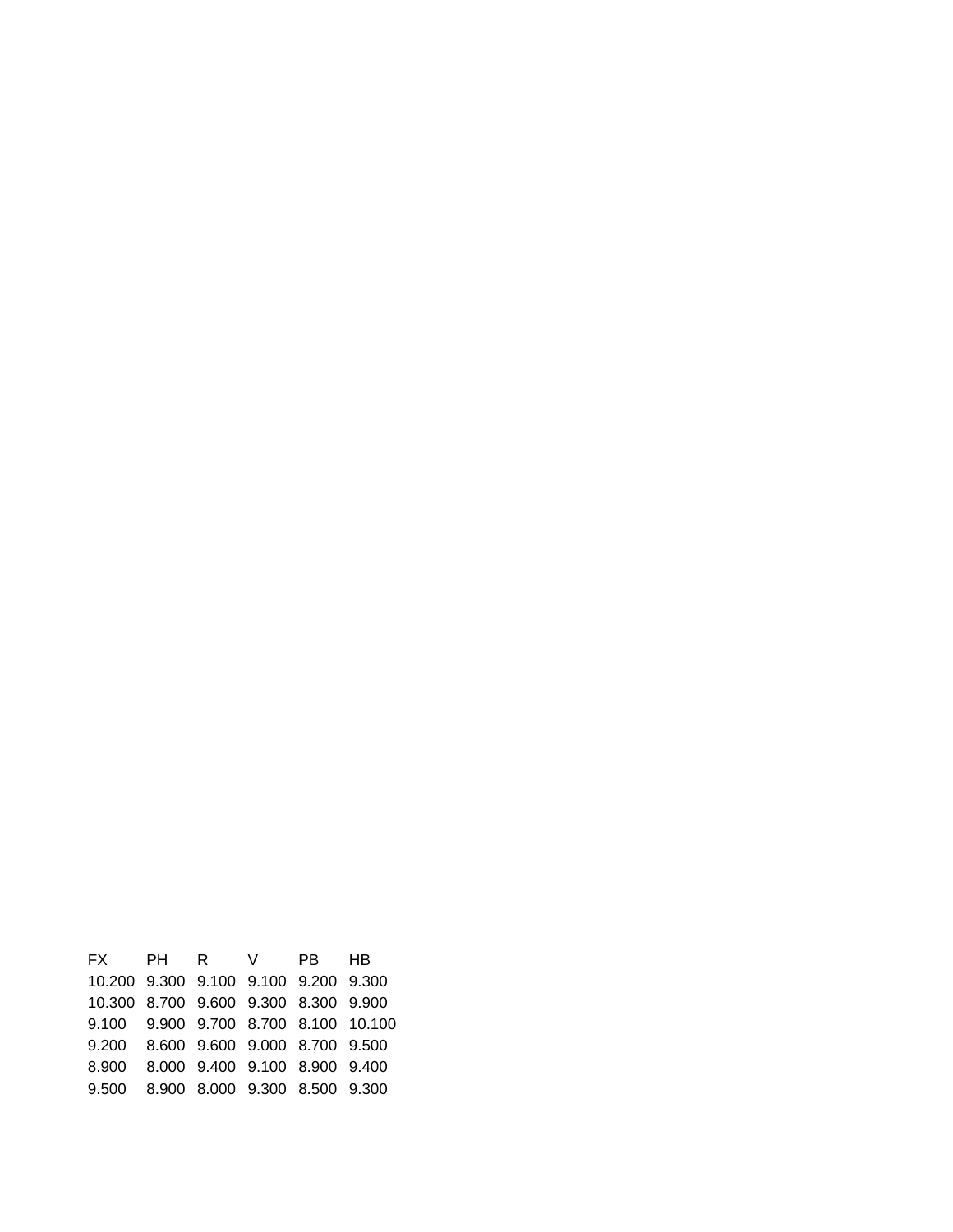| FX | PH | R | V | PB | HB |
|---|---|---|---|---|---|
| 10.200 | 9.300 | 9.100 | 9.100 | 9.200 | 9.300 |
| 10.300 | 8.700 | 9.600 | 9.300 | 8.300 | 9.900 |
| 9.100 | 9.900 | 9.700 | 8.700 | 8.100 | 10.100 |
| 9.200 | 8.600 | 9.600 | 9.000 | 8.700 | 9.500 |
| 8.900 | 8.000 | 9.400 | 9.100 | 8.900 | 9.400 |
| 9.500 | 8.900 | 8.000 | 9.300 | 8.500 | 9.300 |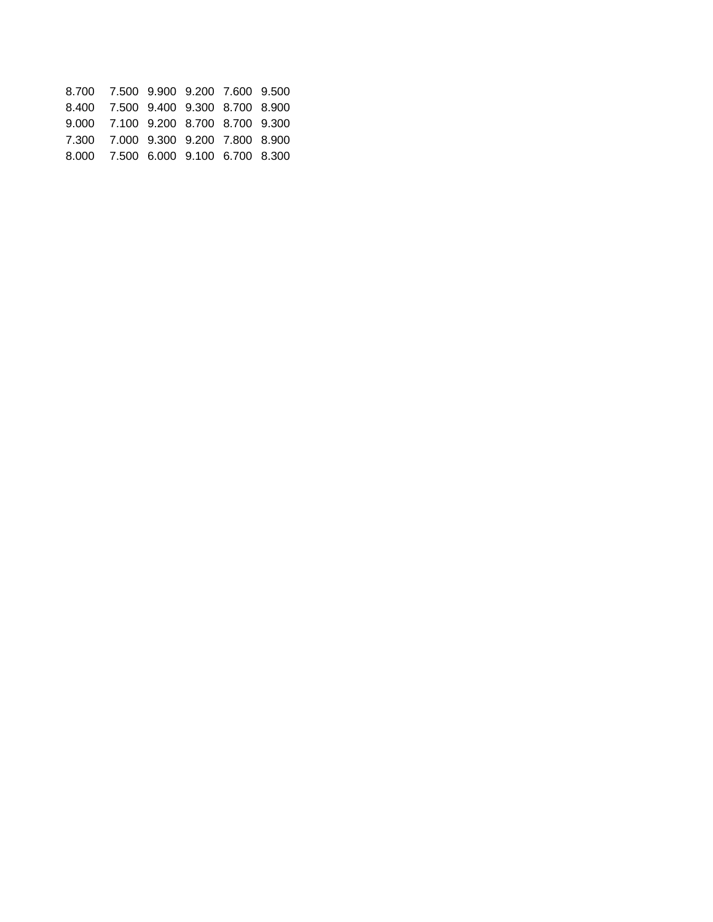| | | | | | |
|---|---|---|---|---|---|
| 8.700 | 7.500 | 9.900 | 9.200 | 7.600 | 9.500 |
| 8.400 | 7.500 | 9.400 | 9.300 | 8.700 | 8.900 |
| 9.000 | 7.100 | 9.200 | 8.700 | 8.700 | 9.300 |
| 7.300 | 7.000 | 9.300 | 9.200 | 7.800 | 8.900 |
| 8.000 | 7.500 | 6.000 | 9.100 | 6.700 | 8.300 |